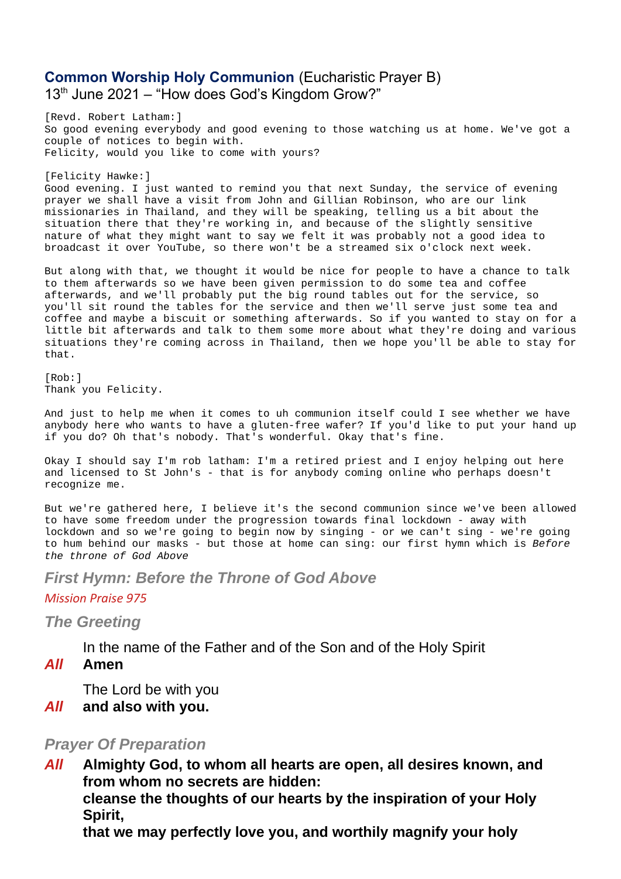## **Common Worship Holy Communion** (Eucharistic Prayer B)

13th June 2021 – "How does God's Kingdom Grow?"

[Revd. Robert Latham:]
So good evening everybody and good evening to those watching us at home. We've got a couple of notices to begin with.
Felicity, would you like to come with yours?

[Felicity Hawke:]
Good evening. I just wanted to remind you that next Sunday, the service of evening prayer we shall have a visit from John and Gillian Robinson, who are our link missionaries in Thailand, and they will be speaking, telling us a bit about the situation there that they're working in, and because of the slightly sensitive nature of what they might want to say we felt it was probably not a good idea to broadcast it over YouTube, so there won't be a streamed six o'clock next week.

But along with that, we thought it would be nice for people to have a chance to talk to them afterwards so we have been given permission to do some tea and coffee afterwards, and we'll probably put the big round tables out for the service, so you'll sit round the tables for the service and then we'll serve just some tea and coffee and maybe a biscuit or something afterwards. So if you wanted to stay on for a little bit afterwards and talk to them some more about what they're doing and various situations they're coming across in Thailand, then we hope you'll be able to stay for that.

[Rob:]
Thank you Felicity.

And just to help me when it comes to uh communion itself could I see whether we have anybody here who wants to have a gluten-free wafer? If you'd like to put your hand up if you do? Oh that's nobody. That's wonderful. Okay that's fine.

Okay I should say I'm rob latham: I'm a retired priest and I enjoy helping out here and licensed to St John's - that is for anybody coming online who perhaps doesn't recognize me.

But we're gathered here, I believe it's the second communion since we've been allowed to have some freedom under the progression towards final lockdown - away with lockdown and so we're going to begin now by singing - or we can't sing - we're going to hum behind our masks - but those at home can sing: our first hymn which is *Before the throne of God Above*

### *First Hymn: Before the Throne of God Above*

*Mission Praise 975*

### *The Greeting*

In the name of the Father and of the Son and of the Holy Spirit
***All*** **Amen**

The Lord be with you
***All*** **and also with you.**

### *Prayer Of Preparation*

***All*** **Almighty God, to whom all hearts are open, all desires known, and from whom no secrets are hidden:**
**cleanse the thoughts of our hearts by the inspiration of your Holy Spirit,**
**that we may perfectly love you, and worthily magnify your holy**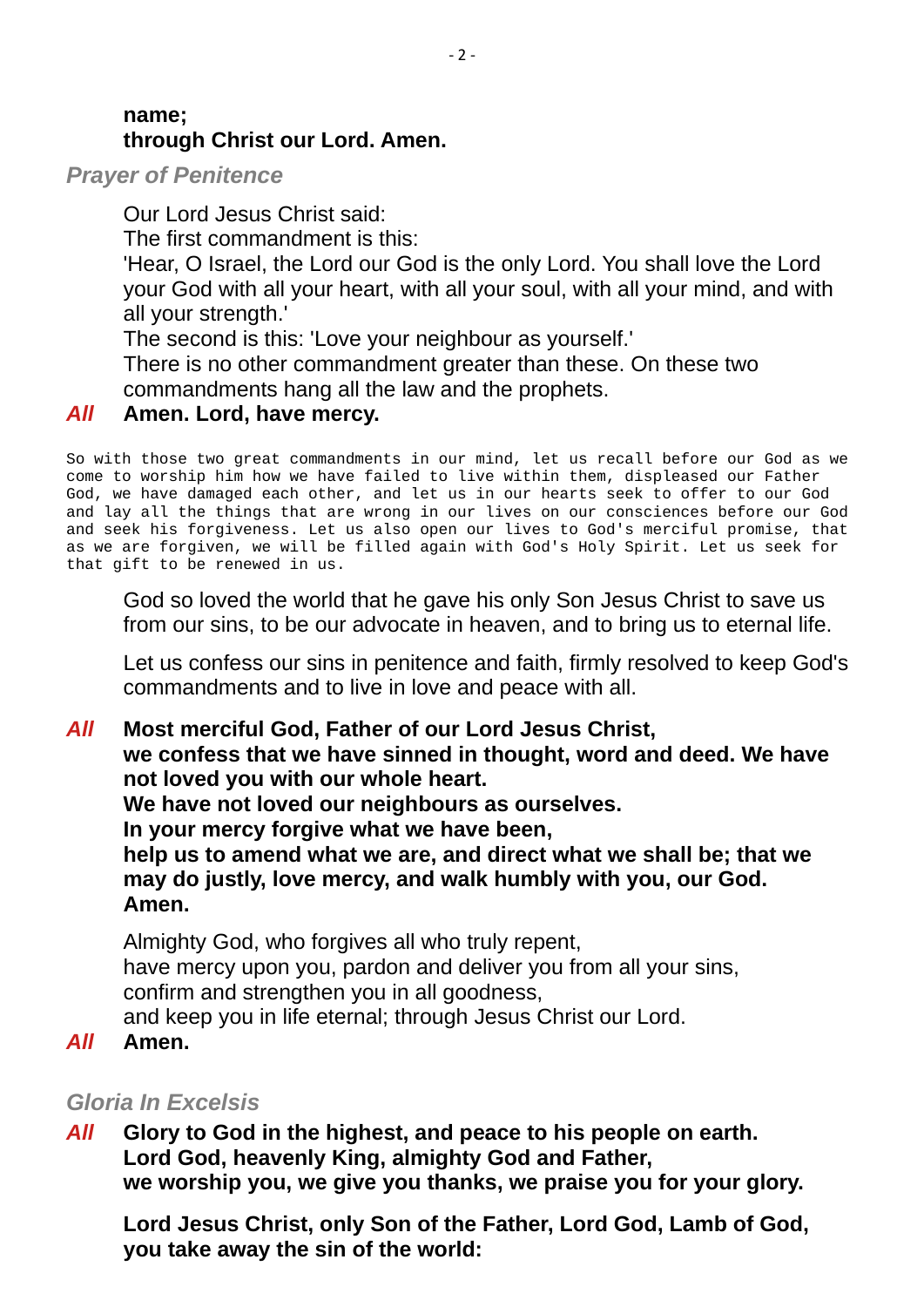**name;**
**through Christ our Lord. Amen.**

### *Prayer of Penitence*

Our Lord Jesus Christ said:
The first commandment is this:
'Hear, O Israel, the Lord our God is the only Lord. You shall love the Lord your God with all your heart, with all your soul, with all your mind, and with all your strength.'
The second is this: 'Love your neighbour as yourself.'
There is no other commandment greater than these. On these two commandments hang all the law and the prophets.

***All*** **Amen. Lord, have mercy.**

```
So with those two great commandments in our mind, let us recall before our God as we
come to worship him how we have failed to live within them, displeased our Father
God, we have damaged each other, and let us in our hearts seek to offer to our God
and lay all the things that are wrong in our lives on our consciences before our God
and seek his forgiveness. Let us also open our lives to God's merciful promise, that
as we are forgiven, we will be filled again with God's Holy Spirit. Let us seek for
that gift to be renewed in us.
```

God so loved the world that he gave his only Son Jesus Christ to save us from our sins, to be our advocate in heaven, and to bring us to eternal life.

Let us confess our sins in penitence and faith, firmly resolved to keep God's commandments and to live in love and peace with all.

***All*** **Most merciful God, Father of our Lord Jesus Christ,**
**we confess that we have sinned in thought, word and deed. We have not loved you with our whole heart.**
**We have not loved our neighbours as ourselves.**
**In your mercy forgive what we have been,**
**help us to amend what we are, and direct what we shall be; that we may do justly, love mercy, and walk humbly with you, our God.**
**Amen.**

Almighty God, who forgives all who truly repent,
have mercy upon you, pardon and deliver you from all your sins,
confirm and strengthen you in all goodness,
and keep you in life eternal; through Jesus Christ our Lord.

***All*** **Amen.**

### *Gloria In Excelsis*

***All*** **Glory to God in the highest, and peace to his people on earth.**
**Lord God, heavenly King, almighty God and Father,**
**we worship you, we give you thanks, we praise you for your glory.**

**Lord Jesus Christ, only Son of the Father, Lord God, Lamb of God, you take away the sin of the world:**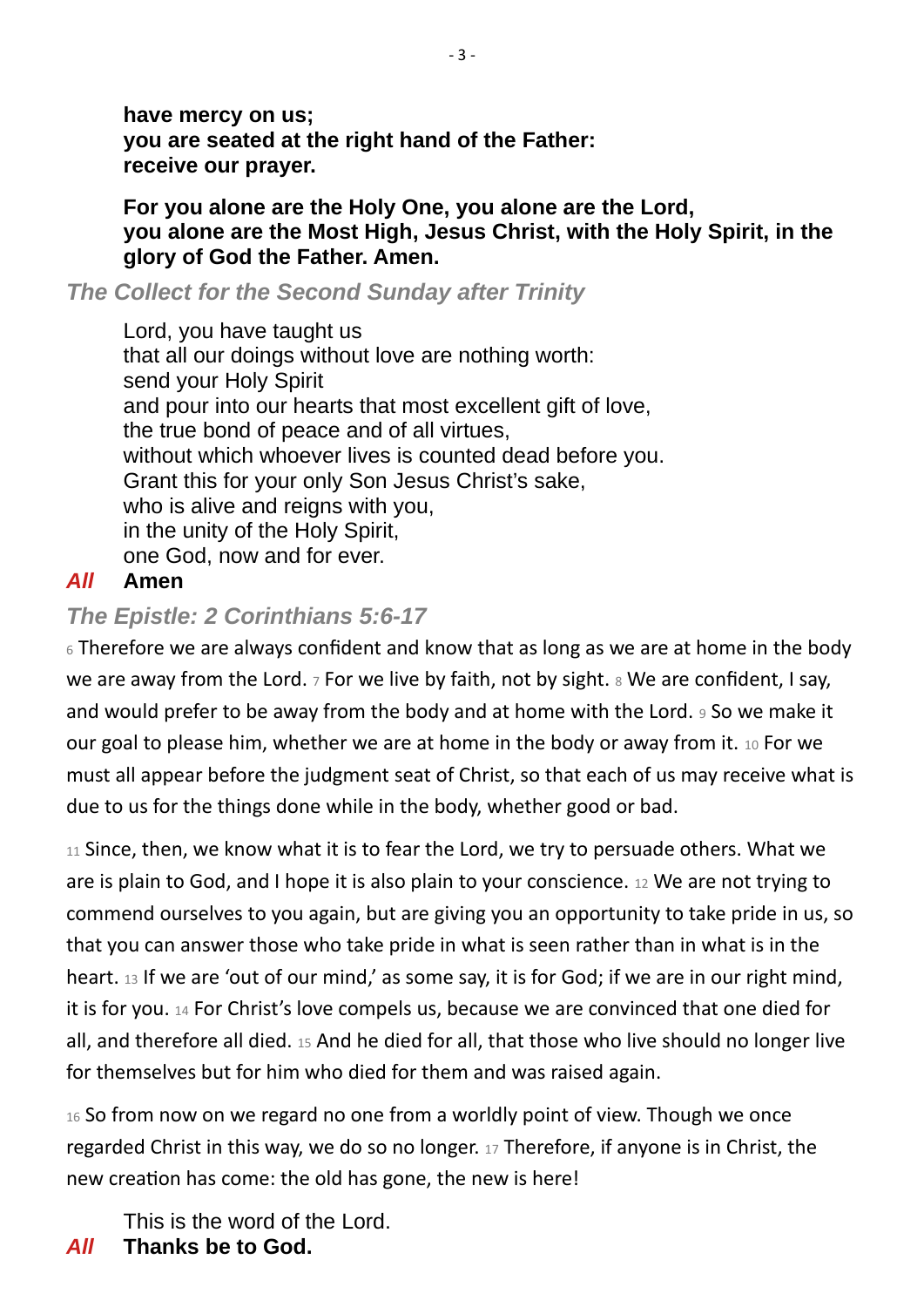**have mercy on us;**
**you are seated at the right hand of the Father:**
**receive our prayer.**

**For you alone are the Holy One, you alone are the Lord,**
**you alone are the Most High, Jesus Christ, with the Holy Spirit, in the glory of God the Father. Amen.**

### *The Collect for the Second Sunday after Trinity*

Lord, you have taught us
that all our doings without love are nothing worth:
send your Holy Spirit
and pour into our hearts that most excellent gift of love,
the true bond of peace and of all virtues,
without which whoever lives is counted dead before you.
Grant this for your only Son Jesus Christ's sake,
who is alive and reigns with you,
in the unity of the Holy Spirit,
one God, now and for ever.

*All* **Amen**

### *The Epistle: 2 Corinthians 5:6-17*

6 Therefore we are always confident and know that as long as we are at home in the body we are away from the Lord. 7 For we live by faith, not by sight. 8 We are confident, I say, and would prefer to be away from the body and at home with the Lord. 9 So we make it our goal to please him, whether we are at home in the body or away from it. 10 For we must all appear before the judgment seat of Christ, so that each of us may receive what is due to us for the things done while in the body, whether good or bad.

11 Since, then, we know what it is to fear the Lord, we try to persuade others. What we are is plain to God, and I hope it is also plain to your conscience. 12 We are not trying to commend ourselves to you again, but are giving you an opportunity to take pride in us, so that you can answer those who take pride in what is seen rather than in what is in the heart. 13 If we are 'out of our mind,' as some say, it is for God; if we are in our right mind, it is for you. 14 For Christ's love compels us, because we are convinced that one died for all, and therefore all died. 15 And he died for all, that those who live should no longer live for themselves but for him who died for them and was raised again.

16 So from now on we regard no one from a worldly point of view. Though we once regarded Christ in this way, we do so no longer. 17 Therefore, if anyone is in Christ, the new creation has come: the old has gone, the new is here!

This is the word of the Lord.

*All* **Thanks be to God.**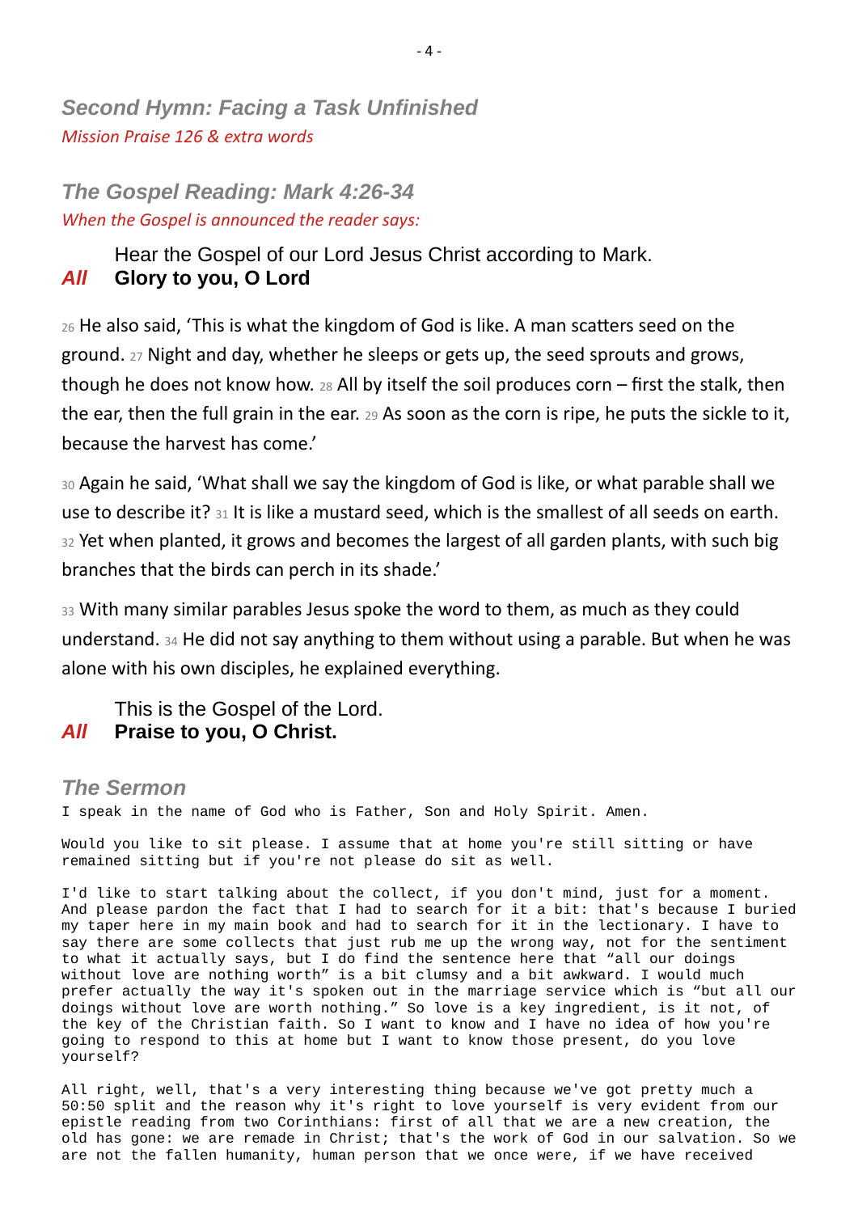## *Second Hymn: Facing a Task Unfinished*

*Mission Praise 126 & extra words*

## *The Gospel Reading: Mark 4:26-34*

*When the Gospel is announced the reader says:*

Hear the Gospel of our Lord Jesus Christ according to Mark.

*All* **Glory to you, O Lord**

26 He also said, 'This is what the kingdom of God is like. A man scatters seed on the ground. 27 Night and day, whether he sleeps or gets up, the seed sprouts and grows, though he does not know how. 28 All by itself the soil produces corn – first the stalk, then the ear, then the full grain in the ear. 29 As soon as the corn is ripe, he puts the sickle to it, because the harvest has come.'

30 Again he said, 'What shall we say the kingdom of God is like, or what parable shall we use to describe it? 31 It is like a mustard seed, which is the smallest of all seeds on earth. 32 Yet when planted, it grows and becomes the largest of all garden plants, with such big branches that the birds can perch in its shade.'

33 With many similar parables Jesus spoke the word to them, as much as they could understand. 34 He did not say anything to them without using a parable. But when he was alone with his own disciples, he explained everything.

This is the Gospel of the Lord.

*All* **Praise to you, O Christ.**

## *The Sermon*

I speak in the name of God who is Father, Son and Holy Spirit. Amen.

Would you like to sit please. I assume that at home you're still sitting or have remained sitting but if you're not please do sit as well.

I'd like to start talking about the collect, if you don't mind, just for a moment. And please pardon the fact that I had to search for it a bit: that's because I buried my taper here in my main book and had to search for it in the lectionary. I have to say there are some collects that just rub me up the wrong way, not for the sentiment to what it actually says, but I do find the sentence here that "all our doings without love are nothing worth" is a bit clumsy and a bit awkward. I would much prefer actually the way it's spoken out in the marriage service which is "but all our doings without love are worth nothing." So love is a key ingredient, is it not, of the key of the Christian faith. So I want to know and I have no idea of how you're going to respond to this at home but I want to know those present, do you love yourself?

All right, well, that's a very interesting thing because we've got pretty much a 50:50 split and the reason why it's right to love yourself is very evident from our epistle reading from two Corinthians: first of all that we are a new creation, the old has gone: we are remade in Christ; that's the work of God in our salvation. So we are not the fallen humanity, human person that we once were, if we have received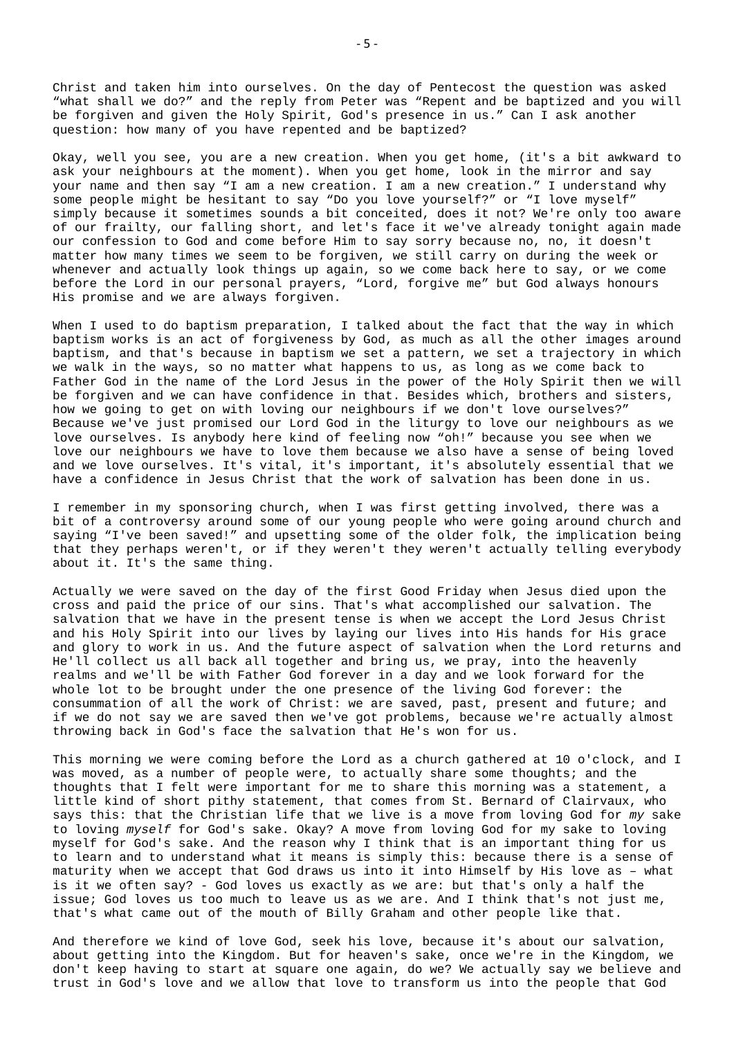Christ and taken him into ourselves. On the day of Pentecost the question was asked "what shall we do?" and the reply from Peter was "Repent and be baptized and you will be forgiven and given the Holy Spirit, God's presence in us." Can I ask another question: how many of you have repented and be baptized?

Okay, well you see, you are a new creation. When you get home, (it's a bit awkward to ask your neighbours at the moment). When you get home, look in the mirror and say your name and then say "I am a new creation. I am a new creation." I understand why some people might be hesitant to say "Do you love yourself?" or "I love myself" simply because it sometimes sounds a bit conceited, does it not? We're only too aware of our frailty, our falling short, and let's face it we've already tonight again made our confession to God and come before Him to say sorry because no, no, it doesn't matter how many times we seem to be forgiven, we still carry on during the week or whenever and actually look things up again, so we come back here to say, or we come before the Lord in our personal prayers, "Lord, forgive me" but God always honours His promise and we are always forgiven.

When I used to do baptism preparation, I talked about the fact that the way in which baptism works is an act of forgiveness by God, as much as all the other images around baptism, and that's because in baptism we set a pattern, we set a trajectory in which we walk in the ways, so no matter what happens to us, as long as we come back to Father God in the name of the Lord Jesus in the power of the Holy Spirit then we will be forgiven and we can have confidence in that. Besides which, brothers and sisters, how we going to get on with loving our neighbours if we don't love ourselves?" Because we've just promised our Lord God in the liturgy to love our neighbours as we love ourselves. Is anybody here kind of feeling now "oh!" because you see when we love our neighbours we have to love them because we also have a sense of being loved and we love ourselves. It's vital, it's important, it's absolutely essential that we have a confidence in Jesus Christ that the work of salvation has been done in us.

I remember in my sponsoring church, when I was first getting involved, there was a bit of a controversy around some of our young people who were going around church and saying "I've been saved!" and upsetting some of the older folk, the implication being that they perhaps weren't, or if they weren't they weren't actually telling everybody about it. It's the same thing.

Actually we were saved on the day of the first Good Friday when Jesus died upon the cross and paid the price of our sins. That's what accomplished our salvation. The salvation that we have in the present tense is when we accept the Lord Jesus Christ and his Holy Spirit into our lives by laying our lives into His hands for His grace and glory to work in us. And the future aspect of salvation when the Lord returns and He'll collect us all back all together and bring us, we pray, into the heavenly realms and we'll be with Father God forever in a day and we look forward for the whole lot to be brought under the one presence of the living God forever: the consummation of all the work of Christ: we are saved, past, present and future; and if we do not say we are saved then we've got problems, because we're actually almost throwing back in God's face the salvation that He's won for us.

This morning we were coming before the Lord as a church gathered at 10 o'clock, and I was moved, as a number of people were, to actually share some thoughts; and the thoughts that I felt were important for me to share this morning was a statement, a little kind of short pithy statement, that comes from St. Bernard of Clairvaux, who says this: that the Christian life that we live is a move from loving God for *my* sake to loving *myself* for God's sake. Okay? A move from loving God for my sake to loving myself for God's sake. And the reason why I think that is an important thing for us to learn and to understand what it means is simply this: because there is a sense of maturity when we accept that God draws us into it into Himself by His love as – what is it we often say? - God loves us exactly as we are: but that's only a half the issue; God loves us too much to leave us as we are. And I think that's not just me, that's what came out of the mouth of Billy Graham and other people like that.

And therefore we kind of love God, seek his love, because it's about our salvation, about getting into the Kingdom. But for heaven's sake, once we're in the Kingdom, we don't keep having to start at square one again, do we? We actually say we believe and trust in God's love and we allow that love to transform us into the people that God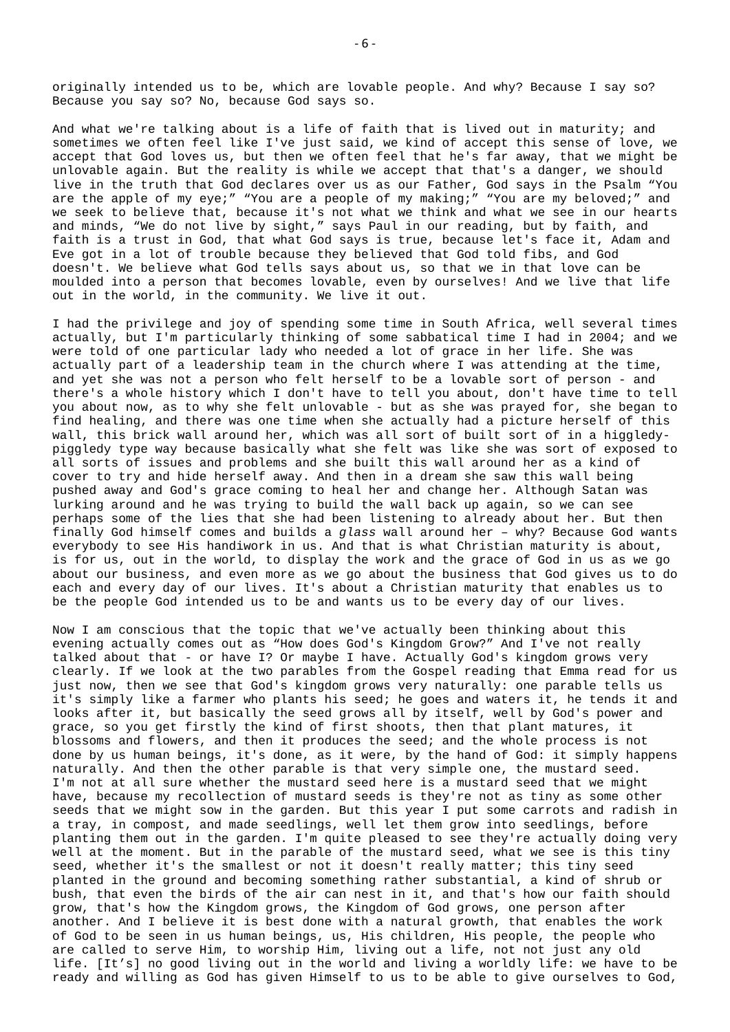originally intended us to be, which are lovable people. And why? Because I say so? Because you say so? No, because God says so.

And what we're talking about is a life of faith that is lived out in maturity; and sometimes we often feel like I've just said, we kind of accept this sense of love, we accept that God loves us, but then we often feel that he's far away, that we might be unlovable again. But the reality is while we accept that that's a danger, we should live in the truth that God declares over us as our Father, God says in the Psalm "You are the apple of my eye;" "You are a people of my making;" "You are my beloved;" and we seek to believe that, because it's not what we think and what we see in our hearts and minds, "We do not live by sight," says Paul in our reading, but by faith, and faith is a trust in God, that what God says is true, because let's face it, Adam and Eve got in a lot of trouble because they believed that God told fibs, and God doesn't. We believe what God tells says about us, so that we in that love can be moulded into a person that becomes lovable, even by ourselves! And we live that life out in the world, in the community. We live it out.

I had the privilege and joy of spending some time in South Africa, well several times actually, but I'm particularly thinking of some sabbatical time I had in 2004; and we were told of one particular lady who needed a lot of grace in her life. She was actually part of a leadership team in the church where I was attending at the time, and yet she was not a person who felt herself to be a lovable sort of person - and there's a whole history which I don't have to tell you about, don't have time to tell you about now, as to why she felt unlovable - but as she was prayed for, she began to find healing, and there was one time when she actually had a picture herself of this wall, this brick wall around her, which was all sort of built sort of in a higgledy-piggledy type way because basically what she felt was like she was sort of exposed to all sorts of issues and problems and she built this wall around her as a kind of cover to try and hide herself away. And then in a dream she saw this wall being pushed away and God's grace coming to heal her and change her. Although Satan was lurking around and he was trying to build the wall back up again, so we can see perhaps some of the lies that she had been listening to already about her. But then finally God himself comes and builds a *glass* wall around her – why? Because God wants everybody to see His handiwork in us. And that is what Christian maturity is about, is for us, out in the world, to display the work and the grace of God in us as we go about our business, and even more as we go about the business that God gives us to do each and every day of our lives. It's about a Christian maturity that enables us to be the people God intended us to be and wants us to be every day of our lives.

Now I am conscious that the topic that we've actually been thinking about this evening actually comes out as "How does God's Kingdom Grow?" And I've not really talked about that - or have I? Or maybe I have. Actually God's kingdom grows very clearly. If we look at the two parables from the Gospel reading that Emma read for us just now, then we see that God's kingdom grows very naturally: one parable tells us it's simply like a farmer who plants his seed; he goes and waters it, he tends it and looks after it, but basically the seed grows all by itself, well by God's power and grace, so you get firstly the kind of first shoots, then that plant matures, it blossoms and flowers, and then it produces the seed; and the whole process is not done by us human beings, it's done, as it were, by the hand of God: it simply happens naturally. And then the other parable is that very simple one, the mustard seed. I'm not at all sure whether the mustard seed here is a mustard seed that we might have, because my recollection of mustard seeds is they're not as tiny as some other seeds that we might sow in the garden. But this year I put some carrots and radish in a tray, in compost, and made seedlings, well let them grow into seedlings, before planting them out in the garden. I'm quite pleased to see they're actually doing very well at the moment. But in the parable of the mustard seed, what we see is this tiny seed, whether it's the smallest or not it doesn't really matter; this tiny seed planted in the ground and becoming something rather substantial, a kind of shrub or bush, that even the birds of the air can nest in it, and that's how our faith should grow, that's how the Kingdom grows, the Kingdom of God grows, one person after another. And I believe it is best done with a natural growth, that enables the work of God to be seen in us human beings, us, His children, His people, the people who are called to serve Him, to worship Him, living out a life, not not just any old life. [It's] no good living out in the world and living a worldly life: we have to be ready and willing as God has given Himself to us to be able to give ourselves to God,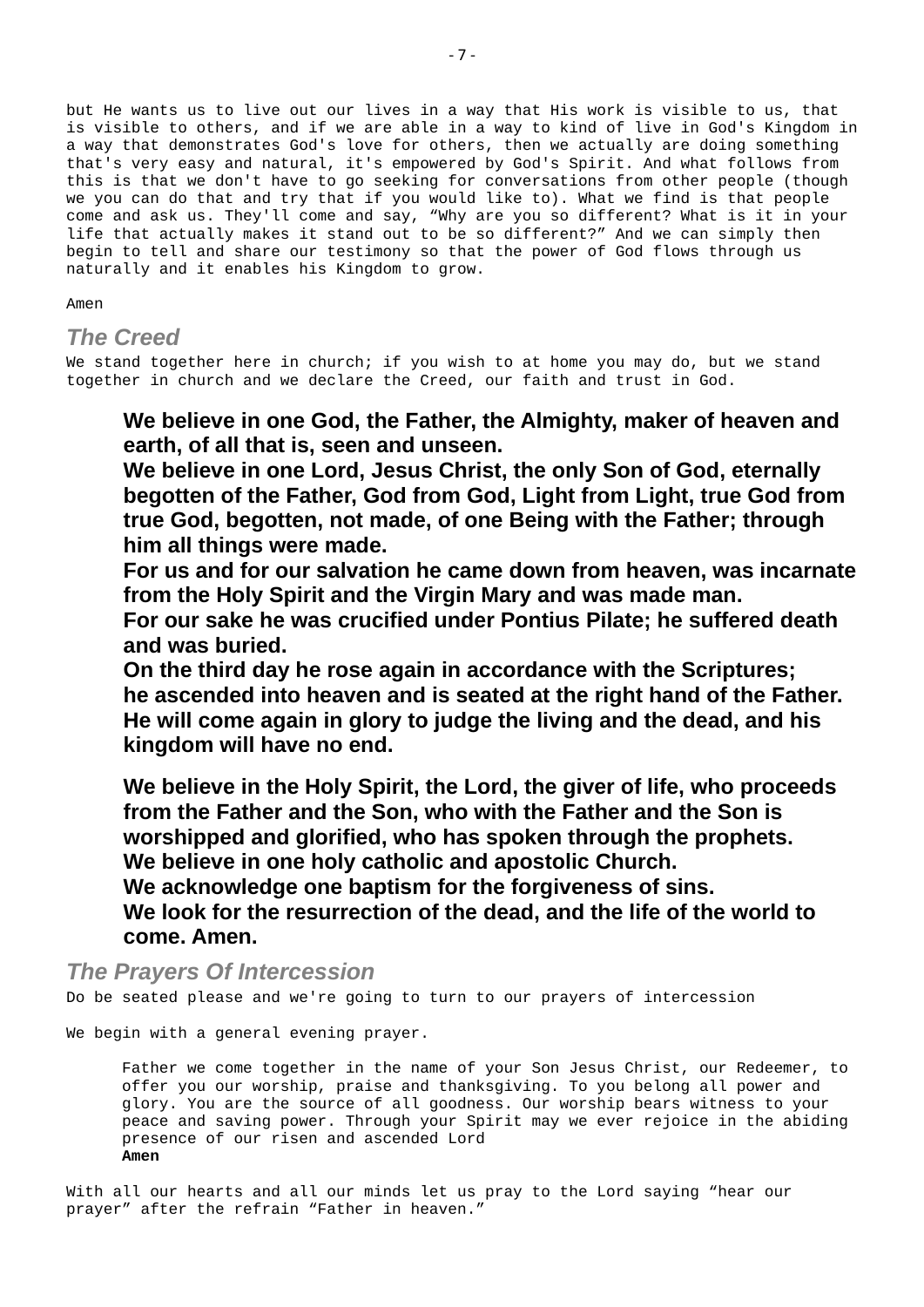but He wants us to live out our lives in a way that His work is visible to us, that is visible to others, and if we are able in a way to kind of live in God's Kingdom in a way that demonstrates God's love for others, then we actually are doing something that's very easy and natural, it's empowered by God's Spirit. And what follows from this is that we don't have to go seeking for conversations from other people (though we you can do that and try that if you would like to). What we find is that people come and ask us. They'll come and say, “Why are you so different? What is it in your life that actually makes it stand out to be so different?” And we can simply then begin to tell and share our testimony so that the power of God flows through us naturally and it enables his Kingdom to grow.

Amen

## *The Creed*

We stand together here in church; if you wish to at home you may do, but we stand together in church and we declare the Creed, our faith and trust in God.

> **We believe in one God, the Father, the Almighty, maker of heaven and earth, of all that is, seen and unseen.**
> **We believe in one Lord, Jesus Christ, the only Son of God, eternally begotten of the Father, God from God, Light from Light, true God from true God, begotten, not made, of one Being with the Father; through him all things were made.**
> **For us and for our salvation he came down from heaven, was incarnate from the Holy Spirit and the Virgin Mary and was made man.**
> **For our sake he was crucified under Pontius Pilate; he suffered death and was buried.**
> **On the third day he rose again in accordance with the Scriptures; he ascended into heaven and is seated at the right hand of the Father. He will come again in glory to judge the living and the dead, and his kingdom will have no end.**
>
> **We believe in the Holy Spirit, the Lord, the giver of life, who proceeds from the Father and the Son, who with the Father and the Son is worshipped and glorified, who has spoken through the prophets.**
> **We believe in one holy catholic and apostolic Church.**
> **We acknowledge one baptism for the forgiveness of sins.**
> **We look for the resurrection of the dead, and the life of the world to come. Amen.**

## *The Prayers Of Intercession*

Do be seated please and we're going to turn to our prayers of intercession

We begin with a general evening prayer.

> Father we come together in the name of your Son Jesus Christ, our Redeemer, to offer you our worship, praise and thanksgiving. To you belong all power and glory. You are the source of all goodness. Our worship bears witness to your peace and saving power. Through your Spirit may we ever rejoice in the abiding presence of our risen and ascended Lord
> **Amen**

With all our hearts and all our minds let us pray to the Lord saying “hear our prayer” after the refrain “Father in heaven.”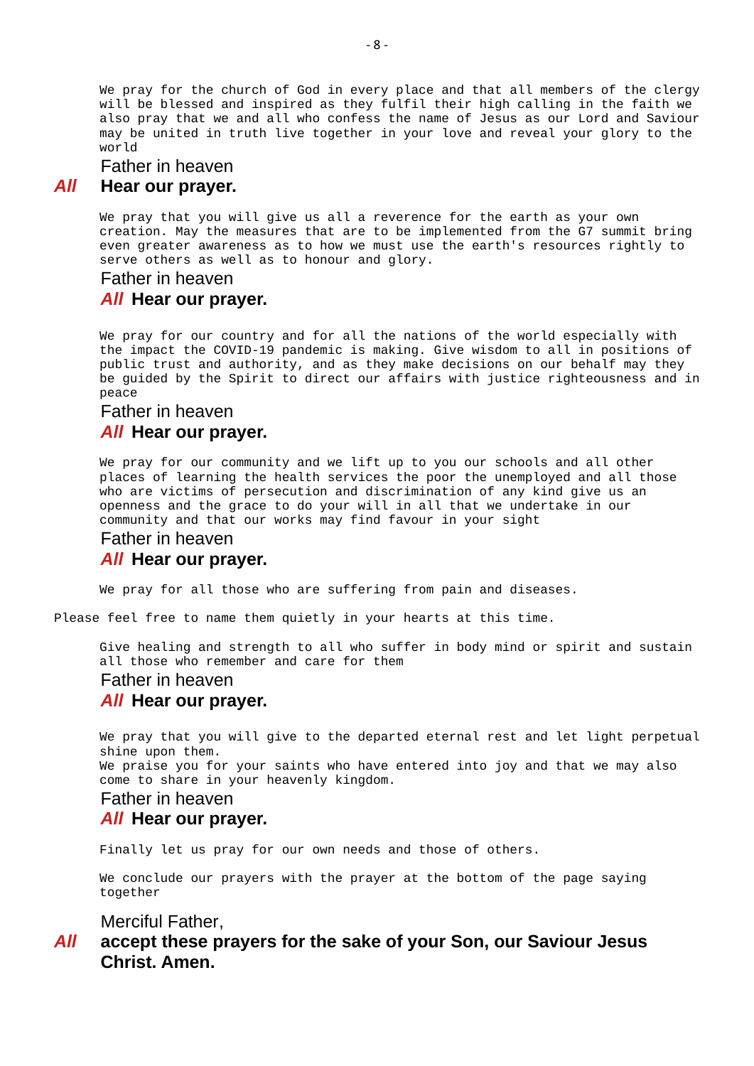We pray for the church of God in every place and that all members of the clergy will be blessed and inspired as they fulfil their high calling in the faith we also pray that we and all who confess the name of Jesus as our Lord and Saviour may be united in truth live together in your love and reveal your glory to the world

Father in heaven

***All*** **Hear our prayer.**

We pray that you will give us all a reverence for the earth as your own creation. May the measures that are to be implemented from the G7 summit bring even greater awareness as to how we must use the earth's resources rightly to serve others as well as to honour and glory.

Father in heaven

***All*** **Hear our prayer.**

We pray for our country and for all the nations of the world especially with the impact the COVID-19 pandemic is making. Give wisdom to all in positions of public trust and authority, and as they make decisions on our behalf may they be guided by the Spirit to direct our affairs with justice righteousness and in peace

Father in heaven

***All*** **Hear our prayer.**

We pray for our community and we lift up to you our schools and all other places of learning the health services the poor the unemployed and all those who are victims of persecution and discrimination of any kind give us an openness and the grace to do your will in all that we undertake in our community and that our works may find favour in your sight

Father in heaven

***All*** **Hear our prayer.**

We pray for all those who are suffering from pain and diseases.

Please feel free to name them quietly in your hearts at this time.

Give healing and strength to all who suffer in body mind or spirit and sustain all those who remember and care for them

Father in heaven

***All*** **Hear our prayer.**

We pray that you will give to the departed eternal rest and let light perpetual shine upon them.
We praise you for your saints who have entered into joy and that we may also come to share in your heavenly kingdom.

Father in heaven

***All*** **Hear our prayer.**

Finally let us pray for our own needs and those of others.

We conclude our prayers with the prayer at the bottom of the page saying together

Merciful Father,

***All*** **accept these prayers for the sake of your Son, our Saviour Jesus Christ. Amen.**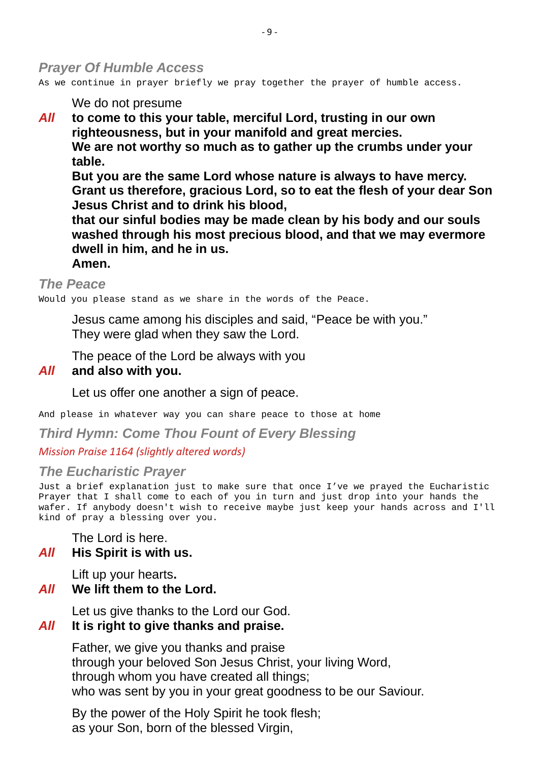## *Prayer Of Humble Access*

As we continue in prayer briefly we pray together the prayer of humble access.

We do not presume

*All* **to come to this your table, merciful Lord, trusting in our own righteousness, but in your manifold and great mercies.**
**We are not worthy so much as to gather up the crumbs under your table.**
**But you are the same Lord whose nature is always to have mercy.**
**Grant us therefore, gracious Lord, so to eat the flesh of your dear Son Jesus Christ and to drink his blood,**
**that our sinful bodies may be made clean by his body and our souls washed through his most precious blood, and that we may evermore dwell in him, and he in us.**
**Amen.**

## *The Peace*

Would you please stand as we share in the words of the Peace.

Jesus came among his disciples and said, "Peace be with you."
They were glad when they saw the Lord.

The peace of the Lord be always with you

*All* **and also with you.**

Let us offer one another a sign of peace.

And please in whatever way you can share peace to those at home

## *Third Hymn: Come Thou Fount of Every Blessing*

*Mission Praise 1164 (slightly altered words)*

## *The Eucharistic Prayer*

Just a brief explanation just to make sure that once I've we prayed the Eucharistic Prayer that I shall come to each of you in turn and just drop into your hands the wafer. If anybody doesn't wish to receive maybe just keep your hands across and I'll kind of pray a blessing over you.

The Lord is here.

*All* **His Spirit is with us.**

Lift up your hearts**.**

*All* **We lift them to the Lord.**

Let us give thanks to the Lord our God.

*All* **It is right to give thanks and praise.**

Father, we give you thanks and praise
through your beloved Son Jesus Christ, your living Word,
through whom you have created all things;
who was sent by you in your great goodness to be our Saviour.

By the power of the Holy Spirit he took flesh;
as your Son, born of the blessed Virgin,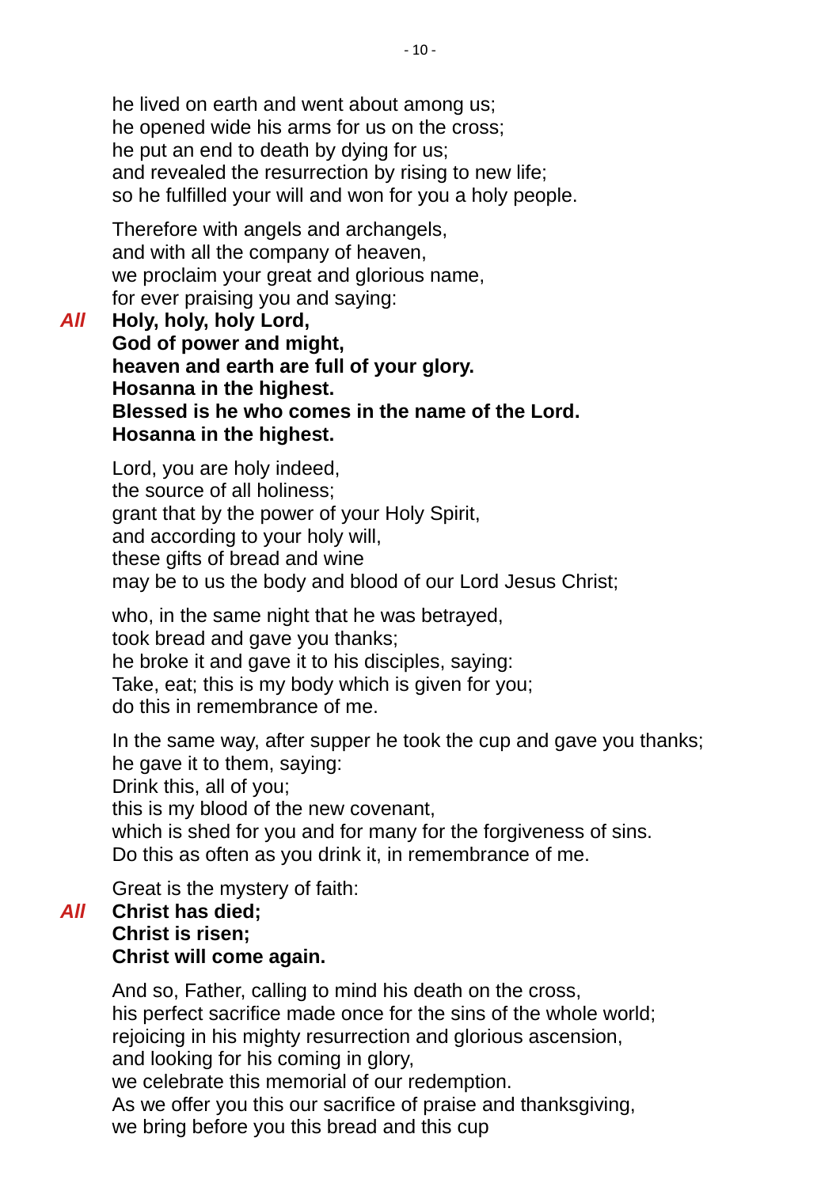he lived on earth and went about among us;
he opened wide his arms for us on the cross;
he put an end to death by dying for us;
and revealed the resurrection by rising to new life;
so he fulfilled your will and won for you a holy people.

Therefore with angels and archangels,
and with all the company of heaven,
we proclaim your great and glorious name,
for ever praising you and saying:

*All* **Holy, holy, holy Lord,**
**God of power and might,**
**heaven and earth are full of your glory.**
**Hosanna in the highest.**
**Blessed is he who comes in the name of the Lord.**
**Hosanna in the highest.**

Lord, you are holy indeed,
the source of all holiness;
grant that by the power of your Holy Spirit,
and according to your holy will,
these gifts of bread and wine
may be to us the body and blood of our Lord Jesus Christ;

who, in the same night that he was betrayed,
took bread and gave you thanks;
he broke it and gave it to his disciples, saying:
Take, eat; this is my body which is given for you;
do this in remembrance of me.

In the same way, after supper he took the cup and gave you thanks;
he gave it to them, saying:
Drink this, all of you;
this is my blood of the new covenant,
which is shed for you and for many for the forgiveness of sins.
Do this as often as you drink it, in remembrance of me.

Great is the mystery of faith:

*All* **Christ has died;**
**Christ is risen;**
**Christ will come again.**

And so, Father, calling to mind his death on the cross,
his perfect sacrifice made once for the sins of the whole world;
rejoicing in his mighty resurrection and glorious ascension,
and looking for his coming in glory,
we celebrate this memorial of our redemption.
As we offer you this our sacrifice of praise and thanksgiving,
we bring before you this bread and this cup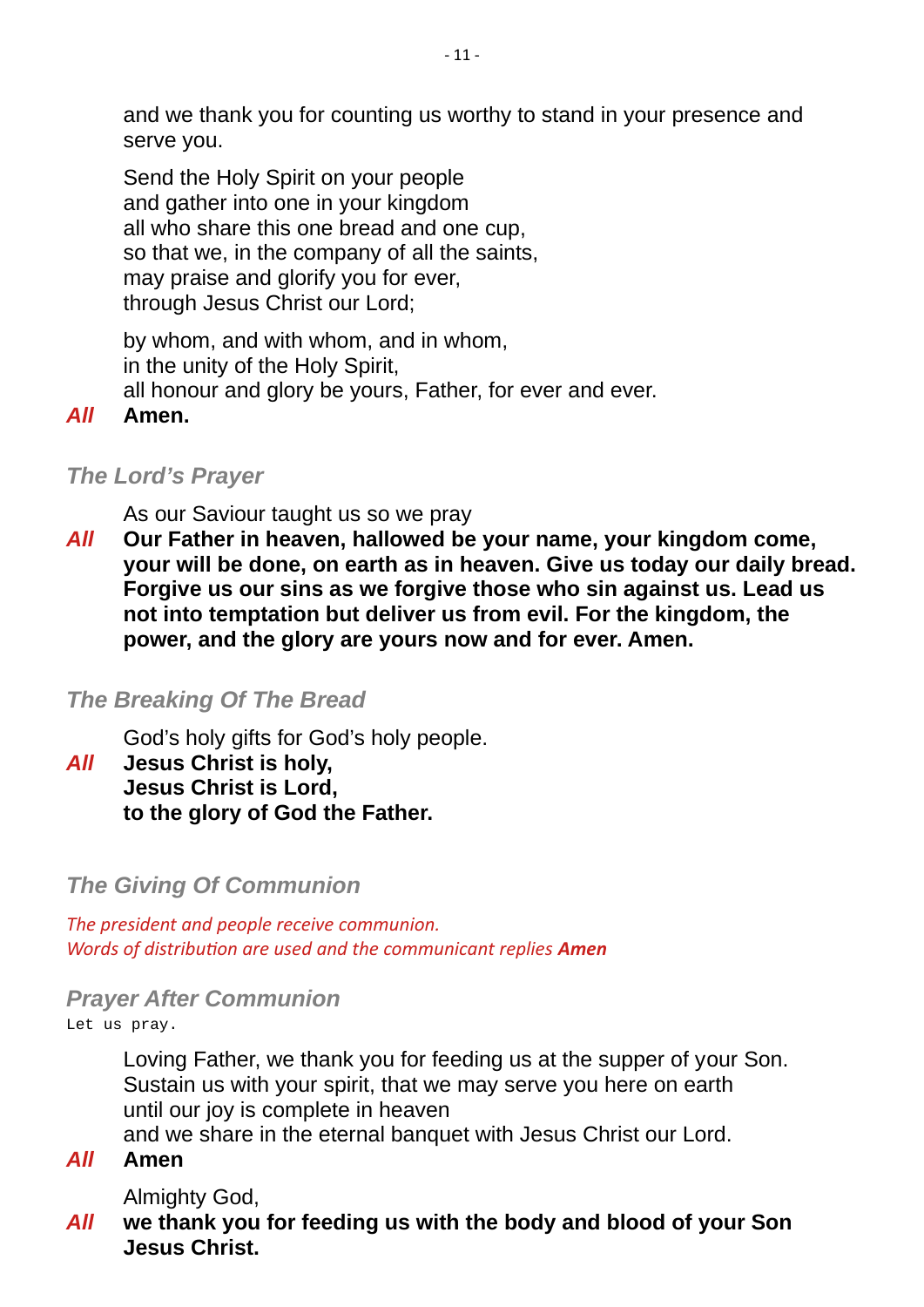and we thank you for counting us worthy to stand in your presence and serve you.

Send the Holy Spirit on your people  
and gather into one in your kingdom  
all who share this one bread and one cup,  
so that we, in the company of all the saints,  
may praise and glorify you for ever,  
through Jesus Christ our Lord;

by whom, and with whom, and in whom,  
in the unity of the Holy Spirit,  
all honour and glory be yours, Father, for ever and ever.

***All*** **Amen.**

### *The Lord's Prayer*

As our Saviour taught us so we pray

***All*** **Our Father in heaven, hallowed be your name, your kingdom come, your will be done, on earth as in heaven. Give us today our daily bread. Forgive us our sins as we forgive those who sin against us. Lead us not into temptation but deliver us from evil. For the kingdom, the power, and the glory are yours now and for ever. Amen.**

### *The Breaking Of The Bread*

God's holy gifts for God's holy people.

***All*** **Jesus Christ is holy,**  
**Jesus Christ is Lord,**  
**to the glory of God the Father.**

### *The Giving Of Communion*

*The president and people receive communion.*  
*Words of distribution are used and the communicant replies* ***Amen***

### *Prayer After Communion*

Let us pray.

Loving Father, we thank you for feeding us at the supper of your Son.  
Sustain us with your spirit, that we may serve you here on earth  
until our joy is complete in heaven  
and we share in the eternal banquet with Jesus Christ our Lord.

***All*** **Amen**

Almighty God,

***All*** **we thank you for feeding us with the body and blood of your Son Jesus Christ.**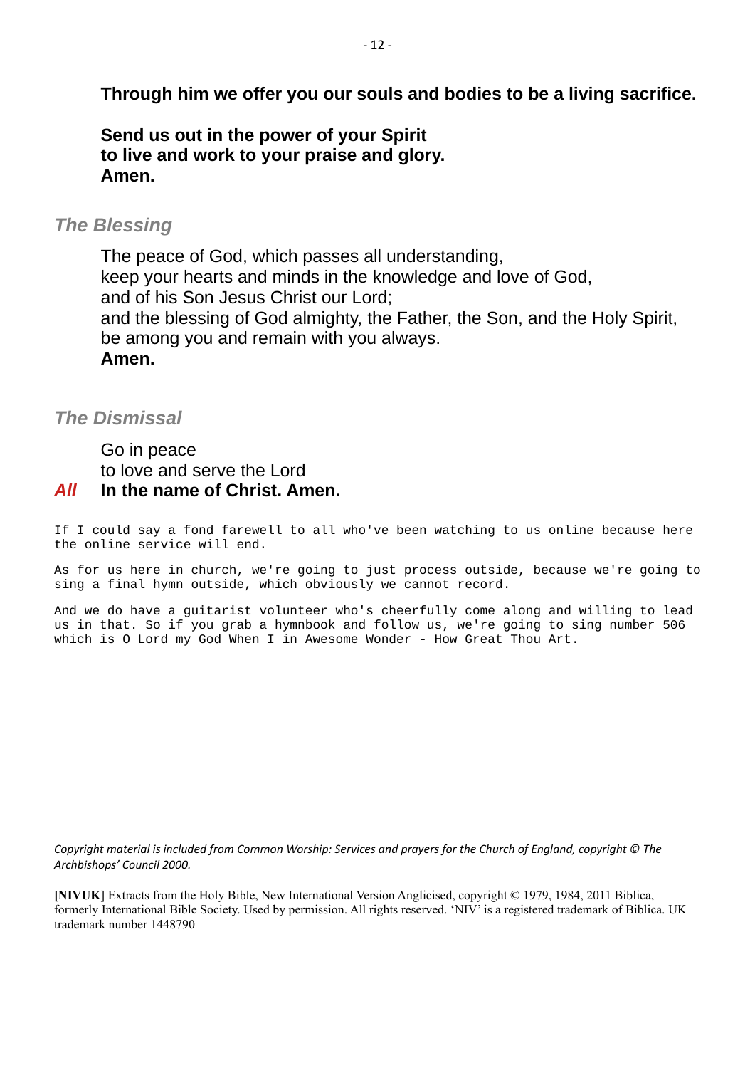**Through him we offer you our souls and bodies to be a living sacrifice.**

**Send us out in the power of your Spirit**
**to live and work to your praise and glory.**
**Amen.**

### *The Blessing*

The peace of God, which passes all understanding,
keep your hearts and minds in the knowledge and love of God,
and of his Son Jesus Christ our Lord;
and the blessing of God almighty, the Father, the Son, and the Holy Spirit,
be among you and remain with you always.
**Amen.**

### *The Dismissal*

Go in peace
to love and serve the Lord
***All*** **In the name of Christ. Amen.**

If I could say a fond farewell to all who've been watching to us online because here the online service will end.

As for us here in church, we're going to just process outside, because we're going to sing a final hymn outside, which obviously we cannot record.

And we do have a guitarist volunteer who's cheerfully come along and willing to lead us in that. So if you grab a hymnbook and follow us, we're going to sing number 506 which is O Lord my God When I in Awesome Wonder - How Great Thou Art.

*Copyright material is included from Common Worship: Services and prayers for the Church of England, copyright © The Archbishops' Council 2000.*

**[NIVUK**] Extracts from the Holy Bible, New International Version Anglicised, copyright © 1979, 1984, 2011 Biblica, formerly International Bible Society. Used by permission. All rights reserved. 'NIV' is a registered trademark of Biblica. UK trademark number 1448790